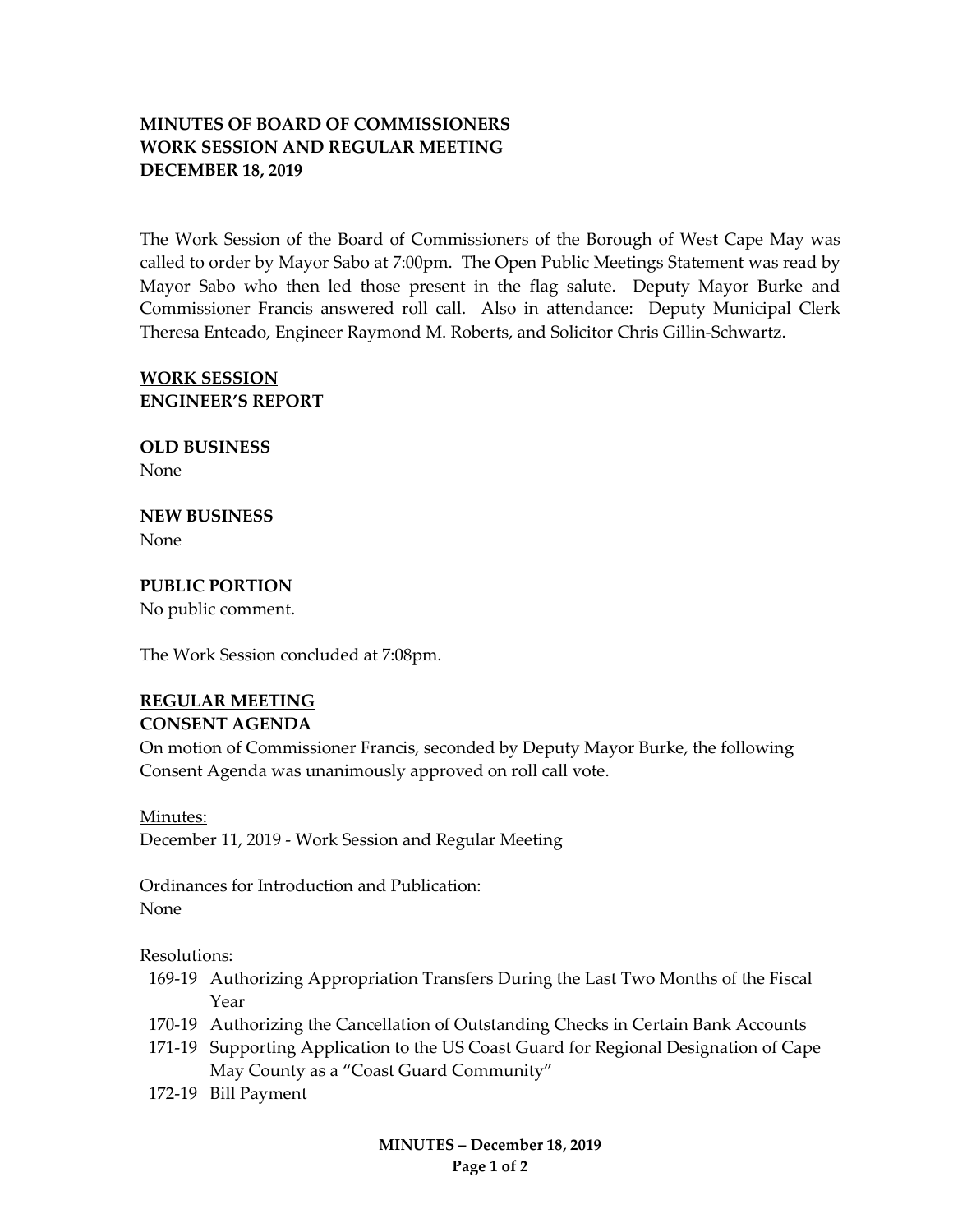**MINUTES OF BOARD OF COMMISSIONERS**
**WORK SESSION AND REGULAR MEETING**
**DECEMBER 18, 2019**

The Work Session of the Board of Commissioners of the Borough of West Cape May was called to order by Mayor Sabo at 7:00pm. The Open Public Meetings Statement was read by Mayor Sabo who then led those present in the flag salute. Deputy Mayor Burke and Commissioner Francis answered roll call. Also in attendance: Deputy Municipal Clerk Theresa Enteado, Engineer Raymond M. Roberts, and Solicitor Chris Gillin-Schwartz.

**WORK SESSION**
**ENGINEER'S REPORT**

**OLD BUSINESS**
None

**NEW BUSINESS**
None

**PUBLIC PORTION**
No public comment.

The Work Session concluded at 7:08pm.

**REGULAR MEETING**
**CONSENT AGENDA**
On motion of Commissioner Francis, seconded by Deputy Mayor Burke, the following Consent Agenda was unanimously approved on roll call vote.

Minutes:
December 11, 2019 - Work Session and Regular Meeting

Ordinances for Introduction and Publication:
None

Resolutions:

- 169-19 Authorizing Appropriation Transfers During the Last Two Months of the Fiscal Year
- 170-19 Authorizing the Cancellation of Outstanding Checks in Certain Bank Accounts
- 171-19 Supporting Application to the US Coast Guard for Regional Designation of Cape May County as a "Coast Guard Community"
- 172-19 Bill Payment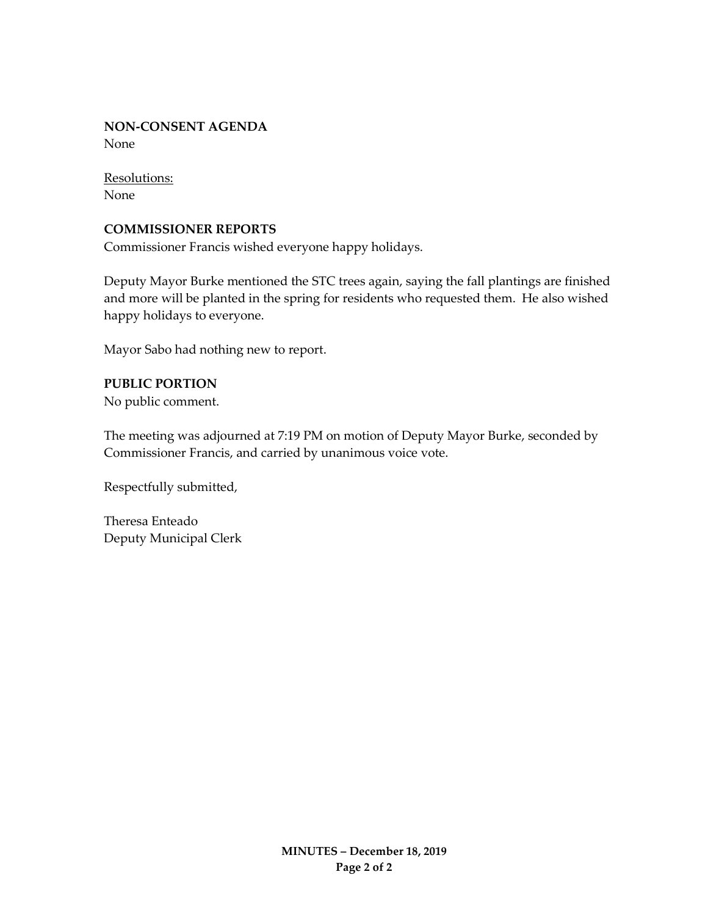**NON-CONSENT AGENDA**
None

Resolutions:
None

**COMMISSIONER REPORTS**
Commissioner Francis wished everyone happy holidays.

Deputy Mayor Burke mentioned the STC trees again, saying the fall plantings are finished and more will be planted in the spring for residents who requested them. He also wished happy holidays to everyone.

Mayor Sabo had nothing new to report.

**PUBLIC PORTION**
No public comment.

The meeting was adjourned at 7:19 PM on motion of Deputy Mayor Burke, seconded by Commissioner Francis, and carried by unanimous voice vote.

Respectfully submitted,

Theresa Enteado
Deputy Municipal Clerk